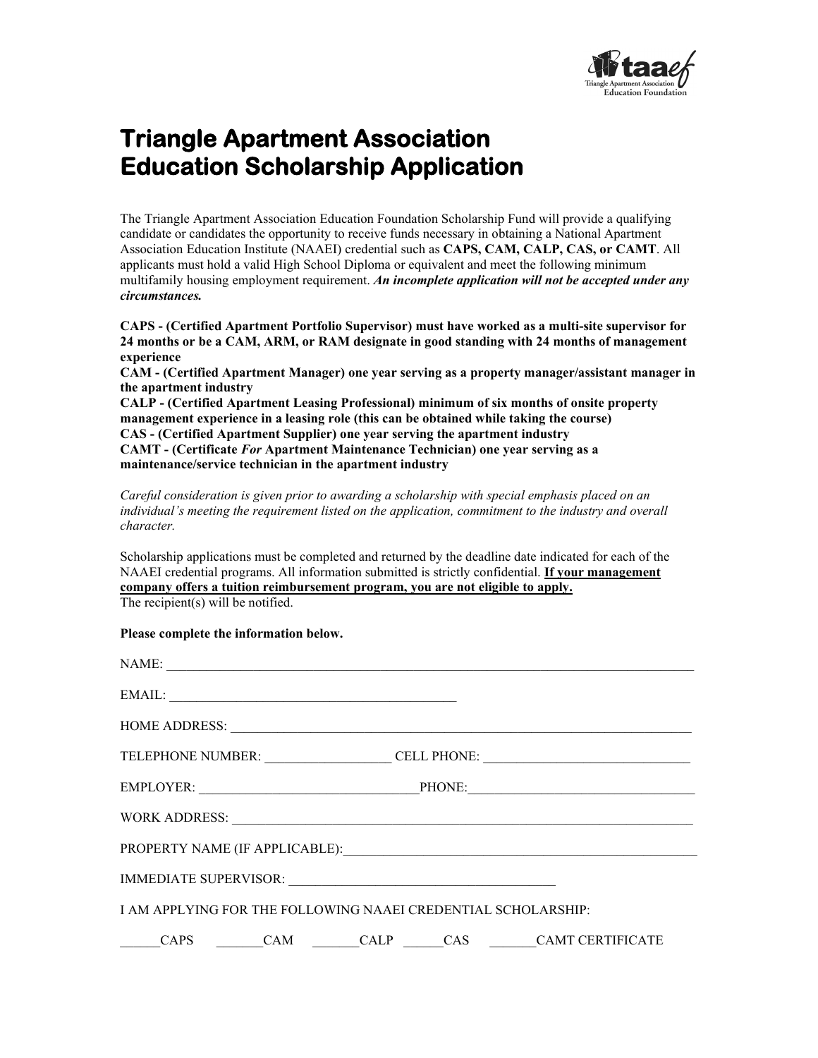# Triangle Apartment Association Education Scholarship Application

The Triangle Apartment Association Education Foundation Scholarship Fund will provide a qualifying candidate or candidates the opportunity to receive funds necessary in obtaining a National Apartment Association Education Institute (NAAEI) credential such as **CAPS, CAM, CALP, CAS, or CAMT**. All applicants must hold a valid High School Diploma or equivalent and meet the following minimum multifamily housing employment requirement. ***An incomplete application will not be accepted under any circumstances.***

**CAPS - (Certified Apartment Portfolio Supervisor) must have worked as a multi-site supervisor for 24 months or be a CAM, ARM, or RAM designate in good standing with 24 months of management experience**
**CAM - (Certified Apartment Manager) one year serving as a property manager/assistant manager in the apartment industry**
**CALP - (Certified Apartment Leasing Professional) minimum of six months of onsite property management experience in a leasing role (this can be obtained while taking the course)**
**CAS - (Certified Apartment Supplier) one year serving the apartment industry**
**CAMT - (Certificate *For* Apartment Maintenance Technician) one year serving as a maintenance/service technician in the apartment industry**

*Careful consideration is given prior to awarding a scholarship with special emphasis placed on an individual's meeting the requirement listed on the application, commitment to the industry and overall character.*

Scholarship applications must be completed and returned by the deadline date indicated for each of the NAAEI credential programs. All information submitted is strictly confidential. **If your management company offers a tuition reimbursement program, you are not eligible to apply.**
The recipient(s) will be notified.

**Please complete the information below.**

NAME: ______________________________________________________________________________

EMAIL: ________________________________________

HOME ADDRESS: _______________________________________________________________________

TELEPHONE NUMBER: __________________ CELL PHONE: ______________________________

EMPLOYER: _______________________________PHONE:_________________________________

WORK ADDRESS: _______________________________________________________________________

PROPERTY NAME (IF APPLICABLE):_____________________________________________________

IMMEDIATE SUPERVISOR: ______________________________________

I AM APPLYING FOR THE FOLLOWING NAAEI CREDENTIAL SCHOLARSHIP:

______CAPS _______CAM _______CALP ______CAS _______CAMT CERTIFICATE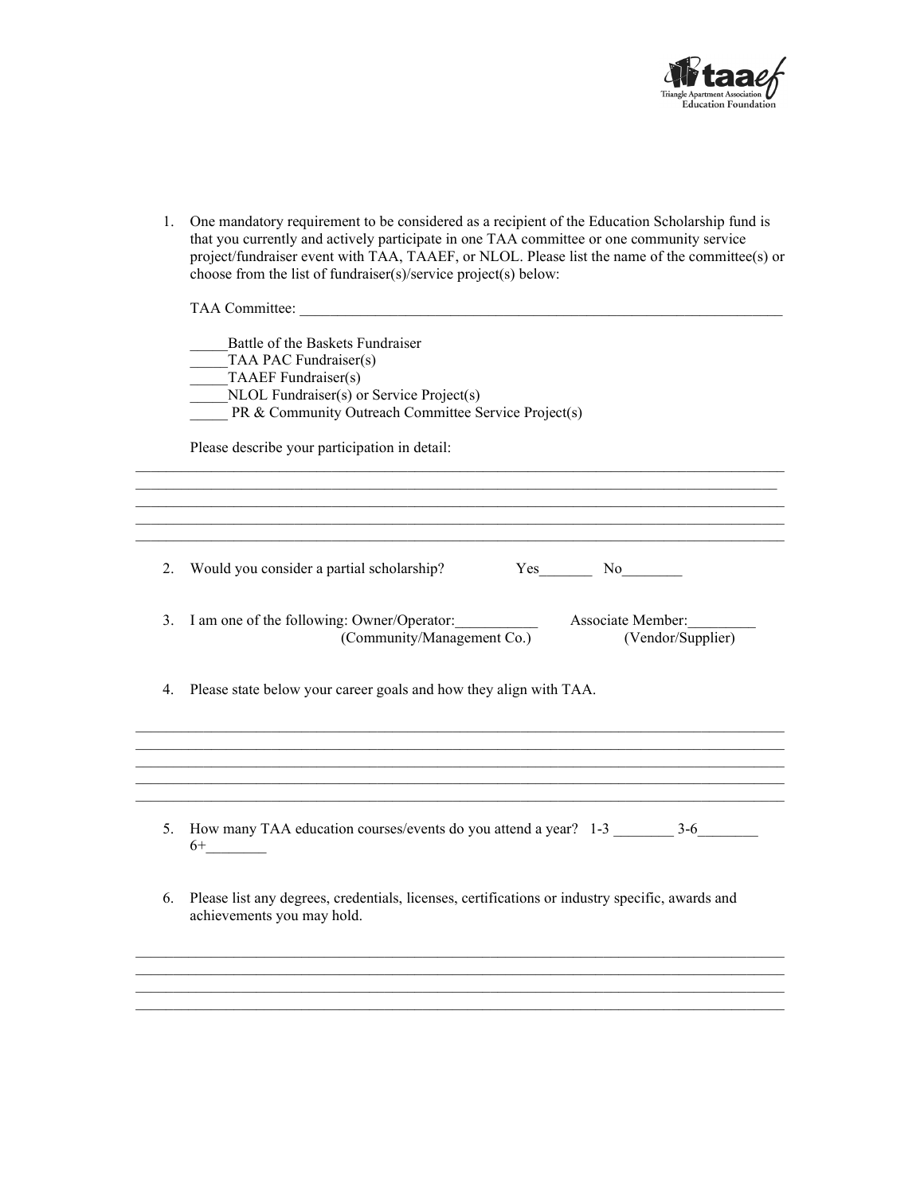1. One mandatory requirement to be considered as a recipient of the Education Scholarship fund is that you currently and actively participate in one TAA committee or one community service project/fundraiser event with TAA, TAAEF, or NLOL. Please list the name of the committee(s) or choose from the list of fundraiser(s)/service project(s) below:

   TAA Committee: ______________________________________________________________________

   _____Battle of the Baskets Fundraiser
   _____TAA PAC Fundraiser(s)
   _____TAAEF Fundraiser(s)
   _____NLOL Fundraiser(s) or Service Project(s)
   _____ PR & Community Outreach Committee Service Project(s)

   Please describe your participation in detail:

________________________________________________________________________________________
________________________________________________________________________________________
________________________________________________________________________________________
________________________________________________________________________________________
________________________________________________________________________________________

2. Would you consider a partial scholarship? Yes_______ No________

3. I am one of the following: Owner/Operator:___________ (Community/Management Co.) Associate Member:_________ (Vendor/Supplier)

4. Please state below your career goals and how they align with TAA.

________________________________________________________________________________________
________________________________________________________________________________________
________________________________________________________________________________________
________________________________________________________________________________________
________________________________________________________________________________________

5. How many TAA education courses/events do you attend a year? 1-3 ________ 3-6________ 6+________

6. Please list any degrees, credentials, licenses, certifications or industry specific, awards and achievements you may hold.

________________________________________________________________________________________
________________________________________________________________________________________
________________________________________________________________________________________
________________________________________________________________________________________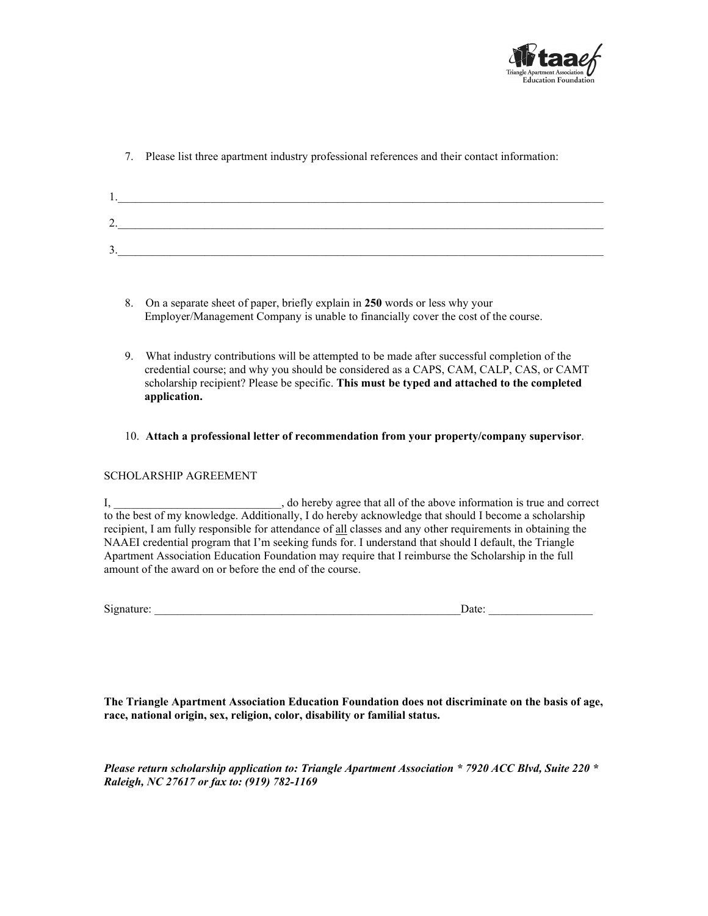7. Please list three apartment industry professional references and their contact information:

1.______________________________________________________________________________________

2.______________________________________________________________________________________

3.______________________________________________________________________________________

8. On a separate sheet of paper, briefly explain in **250** words or less why your Employer/Management Company is unable to financially cover the cost of the course.

9. What industry contributions will be attempted to be made after successful completion of the credential course; and why you should be considered as a CAPS, CAM, CALP, CAS, or CAMT scholarship recipient? Please be specific. **This must be typed and attached to the completed application.**

10. **Attach a professional letter of recommendation from your property/company supervisor**.

SCHOLARSHIP AGREEMENT

I, ______________________________, do hereby agree that all of the above information is true and correct to the best of my knowledge. Additionally, I do hereby acknowledge that should I become a scholarship recipient, I am fully responsible for attendance of <u>all</u> classes and any other requirements in obtaining the NAAEI credential program that I'm seeking funds for. I understand that should I default, the Triangle Apartment Association Education Foundation may require that I reimburse the Scholarship in the full amount of the award on or before the end of the course.

Signature: _______________________________________________________Date: __________________

**The Triangle Apartment Association Education Foundation does not discriminate on the basis of age, race, national origin, sex, religion, color, disability or familial status.**

***Please return scholarship application to: Triangle Apartment Association * 7920 ACC Blvd, Suite 220 * Raleigh, NC 27617 or fax to: (919) 782-1169***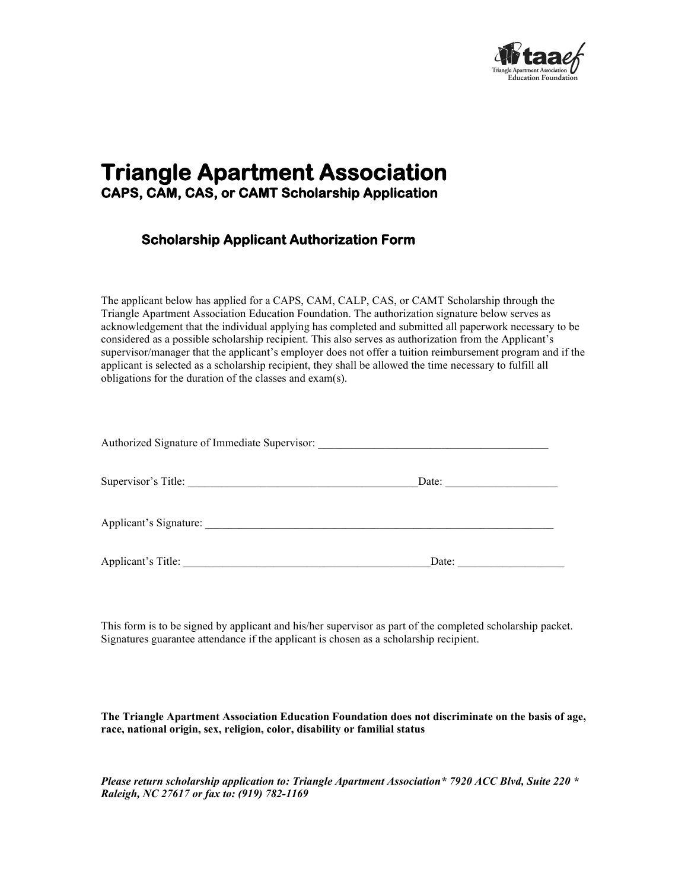# Triangle Apartment Association

## CAPS, CAM, CAS, or CAMT Scholarship Application

### Scholarship Applicant Authorization Form

The applicant below has applied for a CAPS, CAM, CALP, CAS, or CAMT Scholarship through the Triangle Apartment Association Education Foundation. The authorization signature below serves as acknowledgement that the individual applying has completed and submitted all paperwork necessary to be considered as a possible scholarship recipient. This also serves as authorization from the Applicant's supervisor/manager that the applicant's employer does not offer a tuition reimbursement program and if the applicant is selected as a scholarship recipient, they shall be allowed the time necessary to fulfill all obligations for the duration of the classes and exam(s).

Authorized Signature of Immediate Supervisor: ___________________________________________

Supervisor's Title: ___________________________________________ Date: ____________________

Applicant's Signature: ___________________________________________________________________

Applicant's Title: _____________________________________________ Date: ___________________

This form is to be signed by applicant and his/her supervisor as part of the completed scholarship packet. Signatures guarantee attendance if the applicant is chosen as a scholarship recipient.

**The Triangle Apartment Association Education Foundation does not discriminate on the basis of age, race, national origin, sex, religion, color, disability or familial status**

***Please return scholarship application to: Triangle Apartment Association* 7920 ACC Blvd, Suite 220 * Raleigh, NC 27617 or fax to: (919) 782-1169***